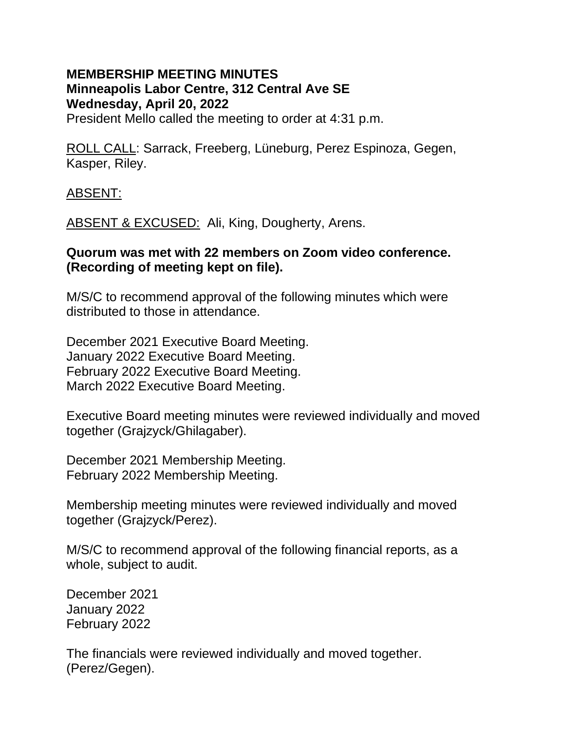**MEMBERSHIP MEETING MINUTES**
**Minneapolis Labor Centre, 312 Central Ave SE**
**Wednesday, April 20, 2022**
President Mello called the meeting to order at 4:31 p.m.

ROLL CALL: Sarrack, Freeberg, Lüneburg, Perez Espinoza, Gegen, Kasper, Riley.

ABSENT:

ABSENT & EXCUSED: Ali, King, Dougherty, Arens.

**Quorum was met with 22 members on Zoom video conference. (Recording of meeting kept on file).**

M/S/C to recommend approval of the following minutes which were distributed to those in attendance.

December 2021 Executive Board Meeting.
January 2022 Executive Board Meeting.
February 2022 Executive Board Meeting.
March 2022 Executive Board Meeting.

Executive Board meeting minutes were reviewed individually and moved together (Grajzyck/Ghilagaber).

December 2021 Membership Meeting.
February 2022 Membership Meeting.

Membership meeting minutes were reviewed individually and moved together (Grajzyck/Perez).

M/S/C to recommend approval of the following financial reports, as a whole, subject to audit.

December 2021
January 2022
February 2022

The financials were reviewed individually and moved together. (Perez/Gegen).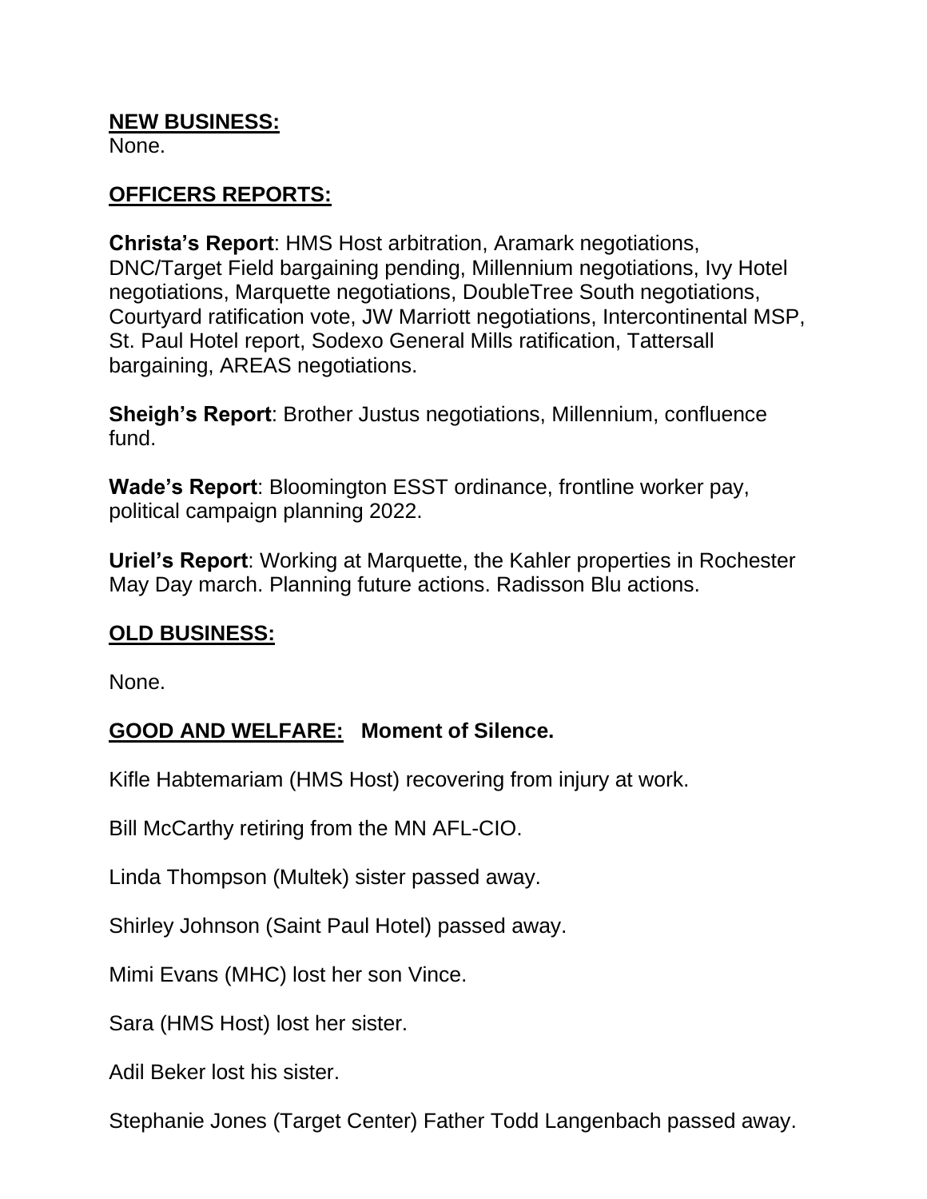**NEW BUSINESS:**
None.

**OFFICERS REPORTS:**

**Christa's Report**: HMS Host arbitration, Aramark negotiations, DNC/Target Field bargaining pending, Millennium negotiations, Ivy Hotel negotiations, Marquette negotiations, DoubleTree South negotiations, Courtyard ratification vote, JW Marriott negotiations, Intercontinental MSP, St. Paul Hotel report, Sodexo General Mills ratification, Tattersall bargaining, AREAS negotiations.

**Sheigh's Report**: Brother Justus negotiations, Millennium, confluence fund.

**Wade's Report**: Bloomington ESST ordinance, frontline worker pay, political campaign planning 2022.

**Uriel's Report**: Working at Marquette, the Kahler properties in Rochester May Day march. Planning future actions. Radisson Blu actions.

**OLD BUSINESS:**

None.

**GOOD AND WELFARE:** **Moment of Silence.**

Kifle Habtemariam (HMS Host) recovering from injury at work.

Bill McCarthy retiring from the MN AFL-CIO.

Linda Thompson (Multek) sister passed away.

Shirley Johnson (Saint Paul Hotel) passed away.

Mimi Evans (MHC) lost her son Vince.

Sara (HMS Host) lost her sister.

Adil Beker lost his sister.

Stephanie Jones (Target Center) Father Todd Langenbach passed away.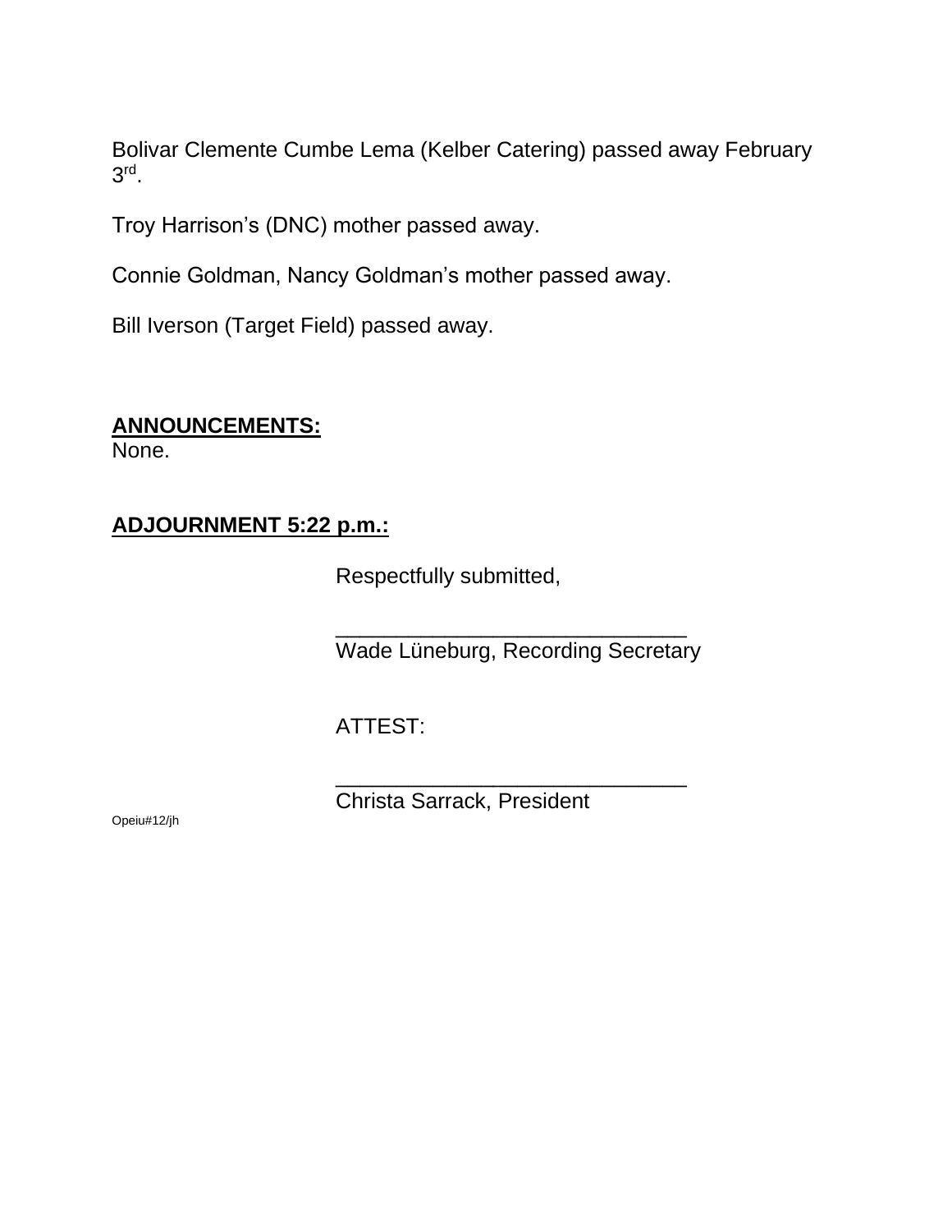Bolivar Clemente Cumbe Lema (Kelber Catering) passed away February 3rd.

Troy Harrison's (DNC) mother passed away.

Connie Goldman, Nancy Goldman's mother passed away.

Bill Iverson (Target Field) passed away.

**ANNOUNCEMENTS:**
None.

**ADJOURNMENT 5:22 p.m.:**

Respectfully submitted,

______________________________
Wade Lüneburg, Recording Secretary

ATTEST:

______________________________
Christa Sarrack, President

Opeiu#12/jh